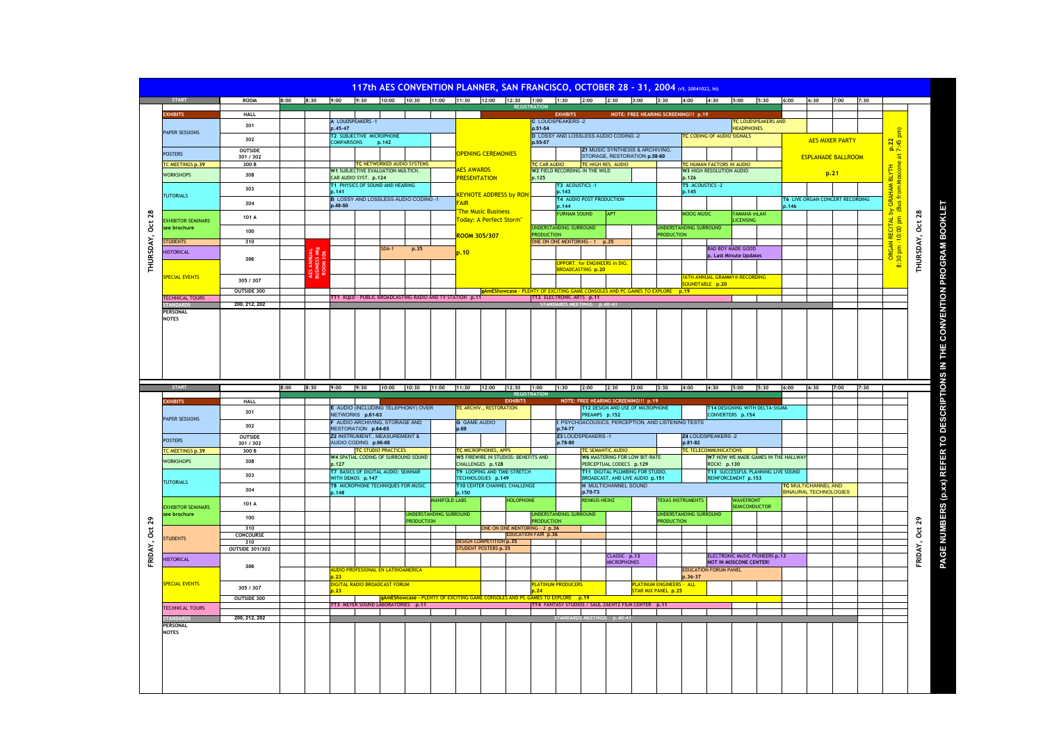# 117th AES CONVENTION PLANNER, SAN FRANCISCO, OCTOBER 28 - 31, 2004 (v5, 20041022, ht)

PAGE NUMBERS (p.xx) REFER TO DESCRIPTIONS IN THE CONVENTION PROGRAM BOOKLET

## THURSDAY, Oct 28

| START | ROOM | 8:00 | 8:30 | 9:00 | 9:30 | 10:00 | 10:30 | 11:00 | 11:30 | 12:00 | 12:30 | 1:00 | 1:30 | 2:00 | 2:30 | 3:00 | 3:30 | 4:00 | 4:30 | 5:00 | 5:30 | 6:00 | 6:30 | 7:00 | 7:30 |
|---|---|---|---|---|---|---|---|---|---|---|---|---|---|---|---|---|---|---|---|---|---|---|---|---|---|
| | | | | REGISTRATION | | | | | | | | | | | | | | | | | | | | | |
| EXHIBITS | HALL | | | | | | | | | | EXHIBITS | | | NOTE: FREE HEARING SCREENING!!! p.19 | | | | | | | | | | | |
| PAPER SESSIONS | 301 | | | A LOUDSPEAKERS -1 p.45-47 | | | | | | | | C LOUDSPEAKERS -2 p.51-54 | | | | | | | | TC LOUDSPEAKERS AND HEADPHONES | | | | | |
| | 302 | | | T2 SUBJECTIVE MICROPHONE COMPARISONS p.142 | | | | | | | | D LOSSY AND LOSSLESS AUDIO CODING -2 p.55-57 | | | | | | TC CODING OF AUDIO SIGNALS | | | | AES MIXER PARTY p.22 | | | |
| POSTERS | OUTSIDE 301 / 302 | | | | | | | | OPENING CEREMONIES | | | | | Z1 MUSIC SYNTHESIS & ARCHIVING, STORAGE, RESTORATION p.58-60 | | | | | | | | ESPLANADE BALLROOM | | | |
| TC MEETINGS p.39 | 300 B | | | | | TC NETWORKED AUDIO SYSTEMS | | | | | | TC CAR AUDIO | | TC HIGH RES. AUDIO | | | | TC HUMAN FACTORS IN AUDIO | | | | | | | |
| WORKSHOPS | 308 | | | W1 SUBJECTIVE EVALUATION MULTICH. CAR AUDIO SYST. p.124 | | | | | AES AWARDS PRESENTATION | | | W2 FIELD RECORDING IN THE WILD p.125 | | | | | | W3 HIGH RESOLUTION AUDIO p.126 | | | | | p.21 | | |
| TUTORIALS | 303 | | | T1 PHYSICS OF SOUND AND HEARING p.141 | | | | | | | | | T3 ACOUSTICS -1 p.143 | | | | | T5 ACOUSTICS -2 p.145 | | | | | | | |
| | 304 | | | B LOSSY AND LOSSLESS AUDIO CODING -1 p.48-50 | | | | | KEYNOTE ADDRESS by RON FAIR "The Music Business Today: A Perfect Storm" | | | | T4 AUDIO POST PRODUCTION p.144 | | | | | | | | | T6 LIVE ORGAN CONCERT RECORDING p.146 | | | |
| EXHIBITOR SEMINARS see brochure | 101 A | | | | | | | | | | | | FURMAN SOUND | | APT | | | MOOG MUSIC | | YAMAHA mLAN LICENSING | | | | | |
| | 100 | | | | | | | | ROOM 305/307 | | | UNDERSTANDING SURROUND PRODUCTION | | | | | UNDERSTANDING SURROUND PRODUCTION | | | | | | | | |
| STUDENTS | 310 | | | | | | | | | | | ONE ON ONE MENTORING - 1 p.35 | | | | | | | | | | | | | |
| HISTORICAL | 306 | | AES ANNUAL BUSINESS Mtg ROOM 306 | | | SDA-1 | p.35 | | p.10 | | | | | | | | | | BAD BOY MADE GOOD p. Last Minute Updates | | | | | | |
| SPECIAL EVENTS | | | | | | | | | | | | | | OPPORT. for ENGINEERS in DIG. BROADCASTING p.20 | | | | | | | | | | | |
| | 305 / 307 | | | | | | | | | | | | | | | | | 16TH ANNUAL GRAMMY® RECORDING SOUNDTABLE p.20 | | | | | | | |
| | OUTSIDE 300 | | | | | | | | | | gAmEShowcase - PLENTY OF EXCITING GAME CONSOLES AND PC GAMES TO EXPLORE p.19 | | | | | | | | | | | | | | |
| TECHNICAL TOURS | | | | TT1 KQED - PUBLIC BROADCASTING RADIO AND TV STATION p.11 | | | | | | | | TT2 ELECTRONIC ARTS p.11 | | | | | | | | | | | | | |
| STANDARDS | 200, 212, 202 | | | | | | | | | | | STANDARDS MEETINGS p.40-41 | | | | | | | | | | | | | |
| PERSONAL NOTES | | | | | | | | | | | | | | | | | | | | | | | | | |

ORGAN RECITAL by GRAHAM BLYTH 8:30 pm -10:00 pm (Bus from Moscone at 7:45 pm)

## FRIDAY, Oct 29

| START | ROOM | 8:00 | 8:30 | 9:00 | 9:30 | 10:00 | 10:30 | 11:00 | 11:30 | 12:00 | 12:30 | 1:00 | 1:30 | 2:00 | 2:30 | 3:00 | 3:30 | 4:00 | 4:30 | 5:00 | 5:30 | 6:00 | 6:30 | 7:00 | 7:30 |
|---|---|---|---|---|---|---|---|---|---|---|---|---|---|---|---|---|---|---|---|---|---|---|---|---|---|
| | | | | REGISTRATION | | | | | | | | | | | | | | | | | | | | | |
| EXHIBITS | HALL | | | | | | | | | | EXHIBITS | | | NOTE: FREE HEARING SCREENING!!! p.19 | | | | | | | | | | | |
| PAPER SESSIONS | 301 | | | E AUDIO (INCLUDING TELEPHONY) OVER NETWORKS p.61-63 | | | | | TC ARCHIV., RESTORATION | | | | | T12 DESIGN AND USE OF MICROPHONE PREAMPS p.152 | | | | | T14 DESIGNING WITH DELTA-SIGMA CONVERTERS p.154 | | | | | | |
| | 302 | | | F AUDIO ARCHIVING, STORAGE AND RESTORATION p.64-65 | | | | | G GAME AUDIO p.69 | | | | I PSYCHOACOUSICS, PERCEPTION, AND LISTENING TESTS p.74-77 | | | | | | | | | | | | |
| POSTERS | OUTSIDE 301 / 302 | | | Z2 INSTRUMENT., MEASUREMENT & AUDIO CODING p.66-68 | | | | | | | | | Z3 LOUDSPEAKERS -1 p.78-80 | | | | | Z4 LOUDSPEAKERS -2 p.81-82 | | | | | | | |
| TC MEETINGS p.39 | 300 B | | | | TC STUDIO PRACTICES | | | | TC MICROPHONES, APPS | | | | | TC SEMANTIC AUDIO | | | | TC TELECOMMUNICATIONS | | | | | | | |
| WORKSHOPS | 308 | | | W4 SPATIAL CODING OF SURROUND SOUND p.127 | | | | | W5 FIREWIRE IN STUDIOS: BENEFITS AND CHALLENGES p.128 | | | | | W6 MASTERING FOR LOW BIT-RATE PERCEPTUAL CODECS p.129 | | | | | W7 HOW WE MADE GAMES IN THE HALLWAY ROCK! p.130 | | | | | | |
| TUTORIALS | 303 | | | T7 BASICS OF DIGITAL AUDIO: SEMINAR WITH DEMOS p.147 | | | | | T9 LOOPING AND TIME-STRETCH TECHNOLOGIES p.149 | | | | | T11 DIGITAL PLUMBING FOR STUDIO, BROADCAST, AND LIVE AUDIO p.151 | | | | | T13 SUCCESSFUL PLANNING LIVE SOUND REINFORCEMENT p.153 | | | | | | |
| | 304 | | | T8 MICROPHONE TECHNIQUES FOR MUSIC p.148 | | | | | T10 CENTER CHANNEL CHALLENGE p.150 | | | | | H MULTICHANNEL SOUND p.70-73 | | | | | | | | TC MULTICHANNEL AND BINAURAL TECHNOLOGIES | | | |
| EXHIBITOR SEMINARS see brochure | 101 A | | | | | | | MANIFOLD LABS | | | HOLOPHONE | | | RENKUS-HEINZ | | | TEXAS INSTRUMENTS | | | WAVEFRONT SEMICONDUCTOR | | | | | |
| | 100 | | | | | | UNDERSTANDING SURROUND PRODUCTION | | | | | UNDERSTANDING SURROUND PRODUCTION | | | | | UNDERSTANDING SURROUND PRODUCTION | | | | | | | | |
| STUDENTS | 310 | | | | | | | | | ONE ON ONE MENTORING - 2 p.36 | | | | | | | | | | | | | | | |
| | CONCOURSE | | | | | | | | | | EDUCATION FAIR p.36 | | | | | | | | | | | | | | |
| | 310 | | | | | | | | DESIGN COMPETITION p.35 | | | | | | | | | | | | | | | | |
| | OUTSIDE 301/302 | | | | | | | | STUDENT POSTERS p.35 | | | | | | | | | | | | | | | | |
| HISTORICAL | 306 | | | | | | | | | | | | | | CLASSIC p.13 MICROPHONES | | | | ELECTRONIC MUSIC PIONEERS p.13 NOT IN MOSCONE CENTER! | | | | | | |
| | | | | AUDIO PROFESIONAL EN LATINOAMERICA p.23 | | | | | | | | | | | | | | EDUCATION FORUM PANEL p.36-37 | | | | | | | |
| SPECIAL EVENTS | 305 / 307 | | | DIGITAL RADIO BROADCAST FORUM p.23 | | | | | | | | PLATINUM PRODUCERS p.24 | | | | PLATINUM ENGINEERS - ALL STAR MIX PANEL p.25 | | | | | | | | | |
| | OUTSIDE 300 | | | | | gAmEShowcase - PLENTY OF EXCITING GAME CONSOLES AND PC GAMES TO EXPLORE p.19 | | | | | | | | | | | | | | | | | | | |
| TECHNICAL TOURS | | | | TT3 MEYER SOUND LABORATORIES p.11 | | | | | | | | | TT4 FANTASY STUDIOS / SAUL ZAENTZ FILM CENTER p.11 | | | | | | | | | | | | |
| STANDARDS | 200, 212, 202 | | | | | | | | | | | STANDARDS MEETINGS p.40-41 | | | | | | | | | | | | | |
| PERSONAL NOTES | | | | | | | | | | | | | | | | | | | | | | | | | |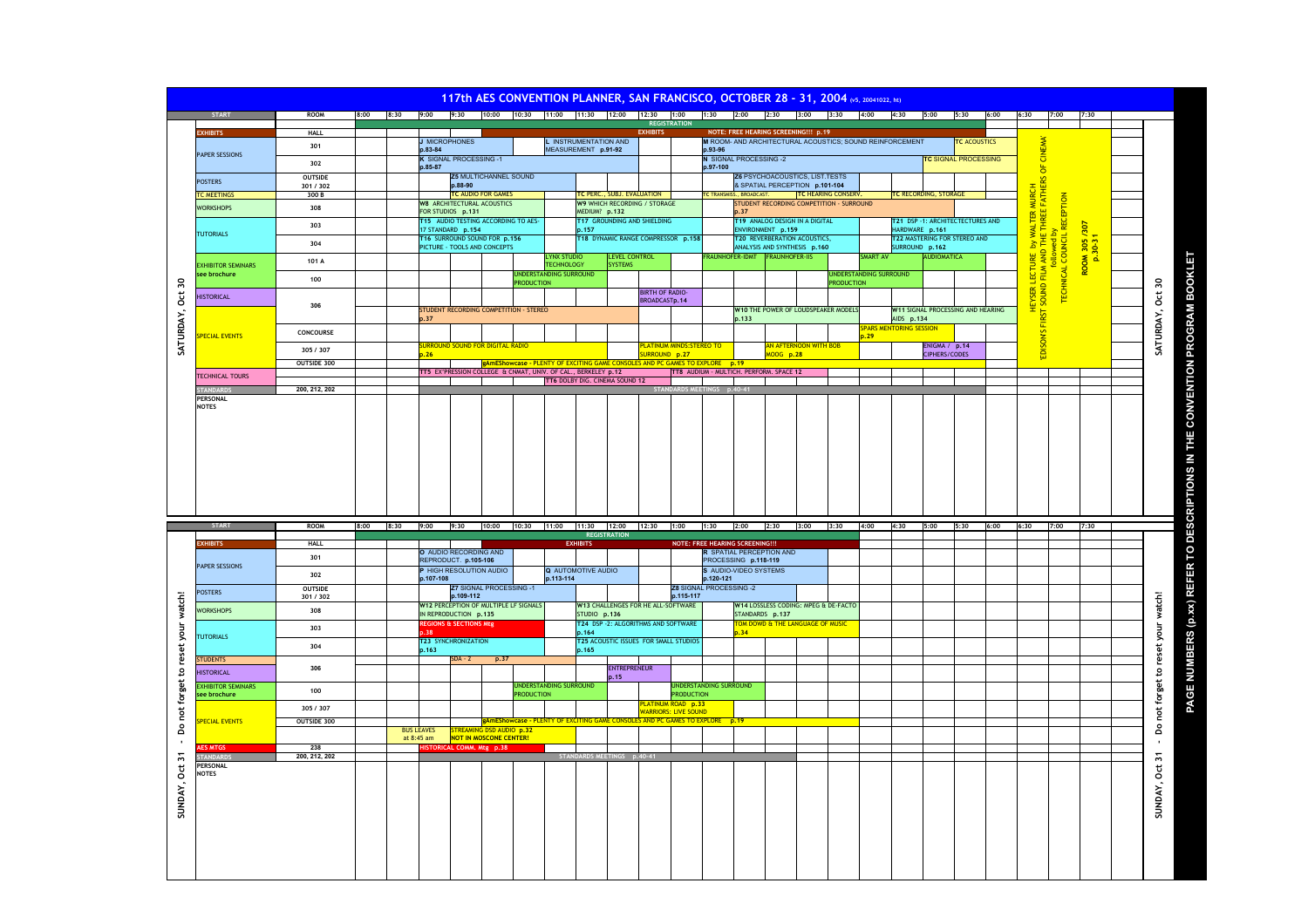# 117th AES CONVENTION PLANNER, SAN FRANCISCO, OCTOBER 28 - 31, 2004 (v5, 20041022, ht)

## SATURDAY, Oct 30

| START | ROOM | Events |
|---|---|---|
| | | REGISTRATION |
| EXHIBITS | HALL | EXHIBITS; NOTE: FREE HEARING SCREENING!!! p.19 |
| PAPER SESSIONS | 301 | J MICROPHONES p.83-84; L INSTRUMENTATION AND MEASUREMENT p.91-92; M ROOM- AND ARCHITECTURAL ACOUSTICS; SOUND REINFORCEMENT p.93-96; TC ACOUSTICS |
| | 302 | K SIGNAL PROCESSING -1 p.85-87; N SIGNAL PROCESSING -2 p.97-100; TC SIGNAL PROCESSING |
| POSTERS | OUTSIDE 301 / 302 | Z5 MULTICHANNEL SOUND p.88-90; Z6 PSYCHOACOUSTICS, LIST.TESTS & SPATIAL PERCEPTION p.101-104 |
| TC MEETINGS | 300 B | TC AUDIO FOR GAMES; TC PERC., SUBJ. EVALUATION; TC TRANSMISS., BROADCAST; TC HEARING CONSERV.; TC RECORDING, STORAGE |
| WORKSHOPS | 308 | W8 ARCHITECTURAL ACOUSTICS FOR STUDIOS p.131; W9 WHICH RECORDING / STORAGE MEDIUM? p.132; STUDENT RECORDING COMPETITION - SURROUND p.37 |
| TUTORIALS | 303 | T15 AUDIO TESTING ACCORDING TO AES-17 STANDARD p.154; T17 GROUNDING AND SHIELDING p.157; T19 ANALOG DESIGN IN A DIGITAL ENVIRONMENT p.159; T21 DSP -1: ARCHITECTECTURES AND HARDWARE p.161 |
| | 304 | T16 SURROUND SOUND FOR PICTURE - TOOLS AND CONCEPTS p.156; T18 DYNAMIC RANGE COMPRESSOR p.158; T20 REVERBERATION ACOUSTICS, ANALYSIS AND SYNTHESIS p.160; T22 MASTERING FOR STEREO AND SURROUND p.162 |
| EXHIBITOR SEMINARS see brochure | 101 A | LYNX STUDIO TECHNOLOGY; LEVEL CONTROL SYSTEMS; FRAUNHOFER-IDMT; FRAUNHOFER-IIS; SMART AV; AUDIOMATICA |
| | 100 | UNDERSTANDING SURROUND PRODUCTION; UNDERSTANDING SURROUND PRODUCTION |
| HISTORICAL | | BIRTH OF RADIO-BROADCAST p.14 |
| | 306 | STUDENT RECORDING COMPETITION - STEREO p.37; W10 THE POWER OF LOUDSPEAKER MODELS p.133; W11 SIGNAL PROCESSING AND HEARING AIDS p.134 |
| SPECIAL EVENTS | CONCOURSE | SPARS MENTORING SESSION p.29 |
| | 305 / 307 | SURROUND SOUND FOR DIGITAL RADIO p.26; PLATINUM MINDS:STEREO TO SURROUND p.27; AN AFTERNOON WITH BOB MOOG p.28; ENIGMA / CIPHERS/CODES p.14 |
| | OUTSIDE 300 | gAmEShowcase - PLENTY OF EXCITING GAME CONSOLES AND PC GAMES TO EXPLORE p.19 |
| TECHNICAL TOURS | | TT5 EX'PRESSION COLLEGE & CNMAT, UNIV. OF CAL., BERKELEY p.12; TT6 DOLBY DIG. CINEMA SOUND 12; TT8 AUDIUM - MULTICH. PERFORM. SPACE 12 |
| STANDARDS | 200, 212, 202 | STANDARDS MEETINGS p.40-41 |
| PERSONAL NOTES | | |

Evening (6:30–7:30), ROOM 305 /307 p.30-31: HEYSER LECTURE by WALTER MURCH 'EDISON'S FIRST SOUND FILM AND THE THREE FATHERS OF CINEMA' followed by TECHNICAL COUNCIL RECEPTION

## SUNDAY, Oct 31 - Do not forget to reset your watch!

| START | ROOM | Events |
|---|---|---|
| | | REGISTRATION |
| EXHIBITS | HALL | EXHIBITS; NOTE: FREE HEARING SCREENING!!! |
| PAPER SESSIONS | 301 | O AUDIO RECORDING AND REPRODUCT. p.105-106; R SPATIAL PERCEPTION AND PROCESSING p.118-119 |
| | 302 | P HIGH RESOLUTION AUDIO p.107-108; Q AUTOMOTIVE AUDIO p.113-114; S AUDIO-VIDEO SYSTEMS p.120-121 |
| POSTERS | OUTSIDE 301 / 302 | Z7 SIGNAL PROCESSING -1 p.109-112; Z8 SIGNAL PROCESSING -2 p.115-117 |
| WORKSHOPS | 308 | W12 PERCEPTION OF MULTIPLE LF SIGNALS IN REPRODUCTION p.135; W13 CHALLENGES FOR HE ALL-SOFTWARE STUDIO p.136; W14 LOSSLESS CODING: MPEG & DE-FACTO STANDARDS p.137 |
| TUTORIALS | 303 | REGIONS & SECTIONS Mtg p.38; T24 DSP -2: ALGORITHMS AND SOFTWARE p.164; TOM DOWD & THE LANGUAGE OF MUSIC p.34 |
| | 304 | T23 SYNCHRONIZATION p.163; T25 ACOUSTIC ISSUES FOR SMALL STUDIOS p.165 |
| STUDENTS | | SDA - 2 p.37 |
| HISTORICAL | 306 | ENTREPRENEUR p.15 |
| EXHIBITOR SEMINARS see brochure | 100 | UNDERSTANDING SURROUND PRODUCTION; UNDERSTANDING SURROUND PRODUCTION |
| SPECIAL EVENTS | 305 / 307 | PLATINUM ROAD WARRIORS: LIVE SOUND p.33 |
| | OUTSIDE 300 | gAmEShowcase - PLENTY OF EXCITING GAME CONSOLES AND PC GAMES TO EXPLORE p.19 |
| | | BUS LEAVES at 8:45 am; STREAMING DSD AUDIO p.32 NOT IN MOSCONE CENTER! |
| AES MTGS | 238 | HISTORICAL COMM. Mtg p.38 |
| STANDARDS | 200, 212, 202 | STANDARDS MEETINGS p.40-41 |
| PERSONAL NOTES | | |

Time columns: 8:00, 8:30, 9:00, 9:30, 10:00, 10:30, 11:00, 11:30, 12:00, 12:30, 1:00, 1:30, 2:00, 2:30, 3:00, 3:30, 4:00, 4:30, 5:00, 5:30, 6:00, 6:30, 7:00, 7:30

PAGE NUMBERS (p.xx) REFER TO DESCRIPTIONS IN THE CONVENTION PROGRAM BOOKLET